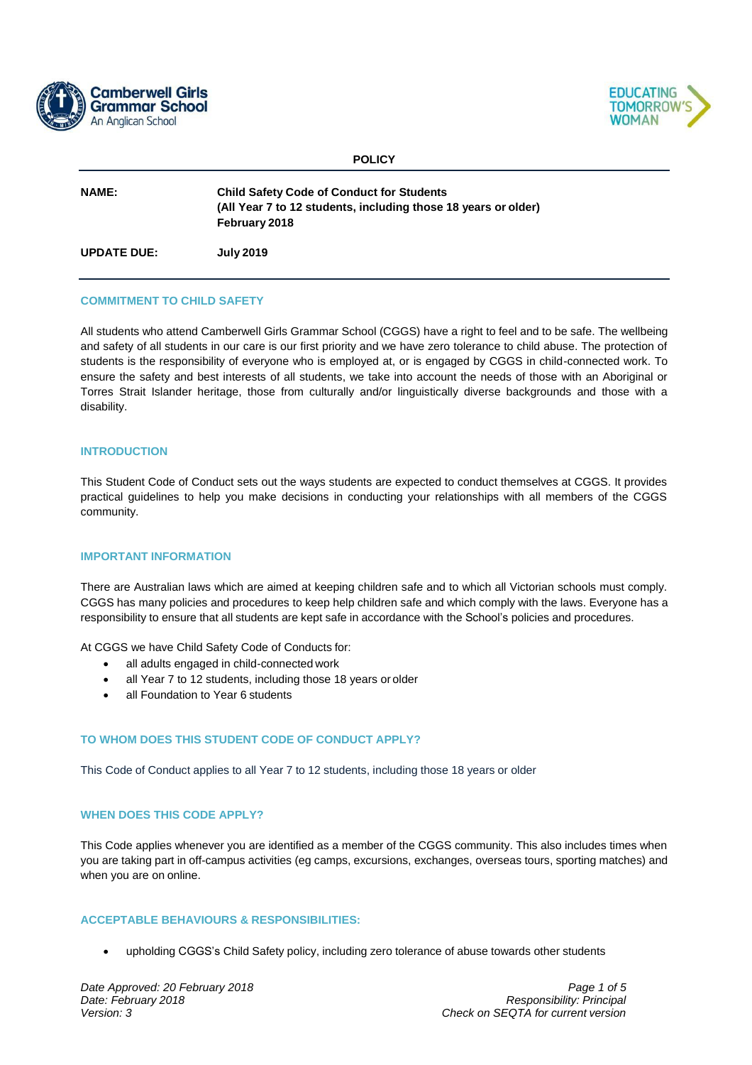**POLICY**

| | |
|---|---|
| **NAME:** | **Child Safety Code of Conduct for Students (All Year 7 to 12 students, including those 18 years or older) February 2018** |
| **UPDATE DUE:** | **July 2019** |

## COMMITMENT TO CHILD SAFETY

All students who attend Camberwell Girls Grammar School (CGGS) have a right to feel and to be safe. The wellbeing and safety of all students in our care is our first priority and we have zero tolerance to child abuse. The protection of students is the responsibility of everyone who is employed at, or is engaged by CGGS in child-connected work. To ensure the safety and best interests of all students, we take into account the needs of those with an Aboriginal or Torres Strait Islander heritage, those from culturally and/or linguistically diverse backgrounds and those with a disability.

## INTRODUCTION

This Student Code of Conduct sets out the ways students are expected to conduct themselves at CGGS. It provides practical guidelines to help you make decisions in conducting your relationships with all members of the CGGS community.

## IMPORTANT INFORMATION

There are Australian laws which are aimed at keeping children safe and to which all Victorian schools must comply. CGGS has many policies and procedures to keep help children safe and which comply with the laws. Everyone has a responsibility to ensure that all students are kept safe in accordance with the School's policies and procedures.

At CGGS we have Child Safety Code of Conducts for:

- all adults engaged in child-connected work
- all Year 7 to 12 students, including those 18 years or older
- all Foundation to Year 6 students

## TO WHOM DOES THIS STUDENT CODE OF CONDUCT APPLY?

This Code of Conduct applies to all Year 7 to 12 students, including those 18 years or older

## WHEN DOES THIS CODE APPLY?

This Code applies whenever you are identified as a member of the CGGS community. This also includes times when you are taking part in off-campus activities (eg camps, excursions, exchanges, overseas tours, sporting matches) and when you are on online.

## ACCEPTABLE BEHAVIOURS & RESPONSIBILITIES:

- upholding CGGS's Child Safety policy, including zero tolerance of abuse towards other students

*Date Approved: 20 February 2018*
*Date: February 2018*
*Version: 3*

*Responsibility: Principal*
*Check on SEQTA for current version*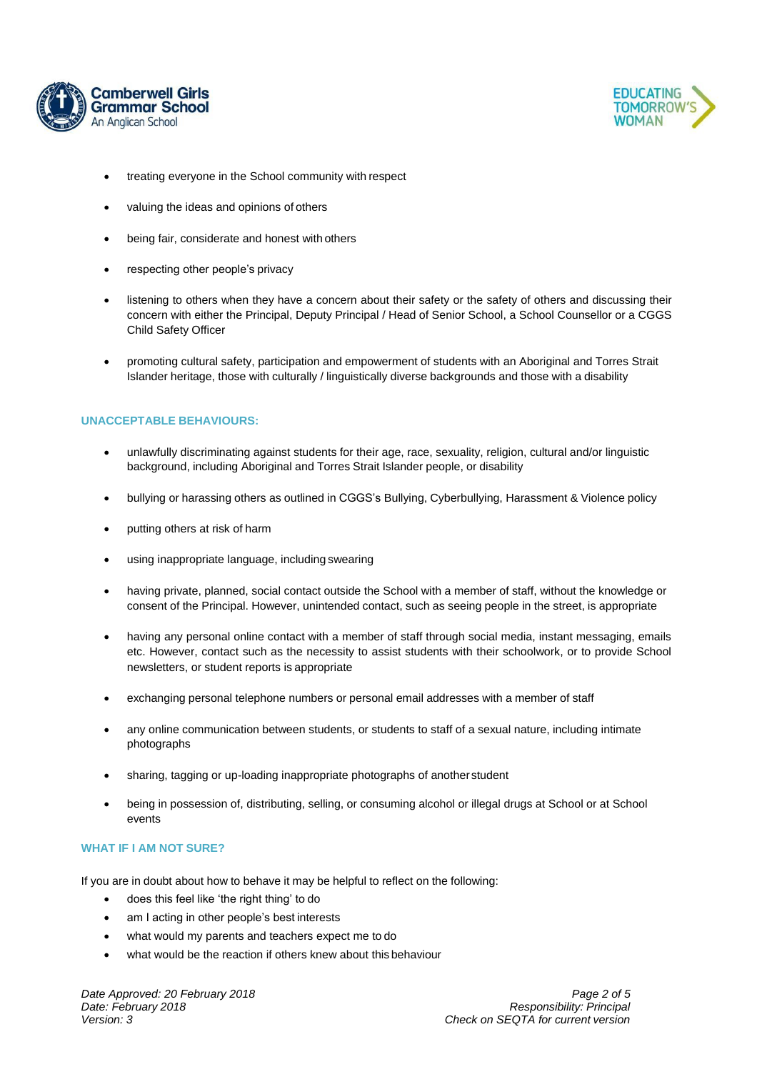- treating everyone in the School community with respect
- valuing the ideas and opinions of others
- being fair, considerate and honest with others
- respecting other people's privacy
- listening to others when they have a concern about their safety or the safety of others and discussing their concern with either the Principal, Deputy Principal / Head of Senior School, a School Counsellor or a CGGS Child Safety Officer
- promoting cultural safety, participation and empowerment of students with an Aboriginal and Torres Strait Islander heritage, those with culturally / linguistically diverse backgrounds and those with a disability

## UNACCEPTABLE BEHAVIOURS:

- unlawfully discriminating against students for their age, race, sexuality, religion, cultural and/or linguistic background, including Aboriginal and Torres Strait Islander people, or disability
- bullying or harassing others as outlined in CGGS's Bullying, Cyberbullying, Harassment & Violence policy
- putting others at risk of harm
- using inappropriate language, including swearing
- having private, planned, social contact outside the School with a member of staff, without the knowledge or consent of the Principal. However, unintended contact, such as seeing people in the street, is appropriate
- having any personal online contact with a member of staff through social media, instant messaging, emails etc. However, contact such as the necessity to assist students with their schoolwork, or to provide School newsletters, or student reports is appropriate
- exchanging personal telephone numbers or personal email addresses with a member of staff
- any online communication between students, or students to staff of a sexual nature, including intimate photographs
- sharing, tagging or up-loading inappropriate photographs of another student
- being in possession of, distributing, selling, or consuming alcohol or illegal drugs at School or at School events

## WHAT IF I AM NOT SURE?

If you are in doubt about how to behave it may be helpful to reflect on the following:

- does this feel like 'the right thing' to do
- am I acting in other people's best interests
- what would my parents and teachers expect me to do
- what would be the reaction if others knew about this behaviour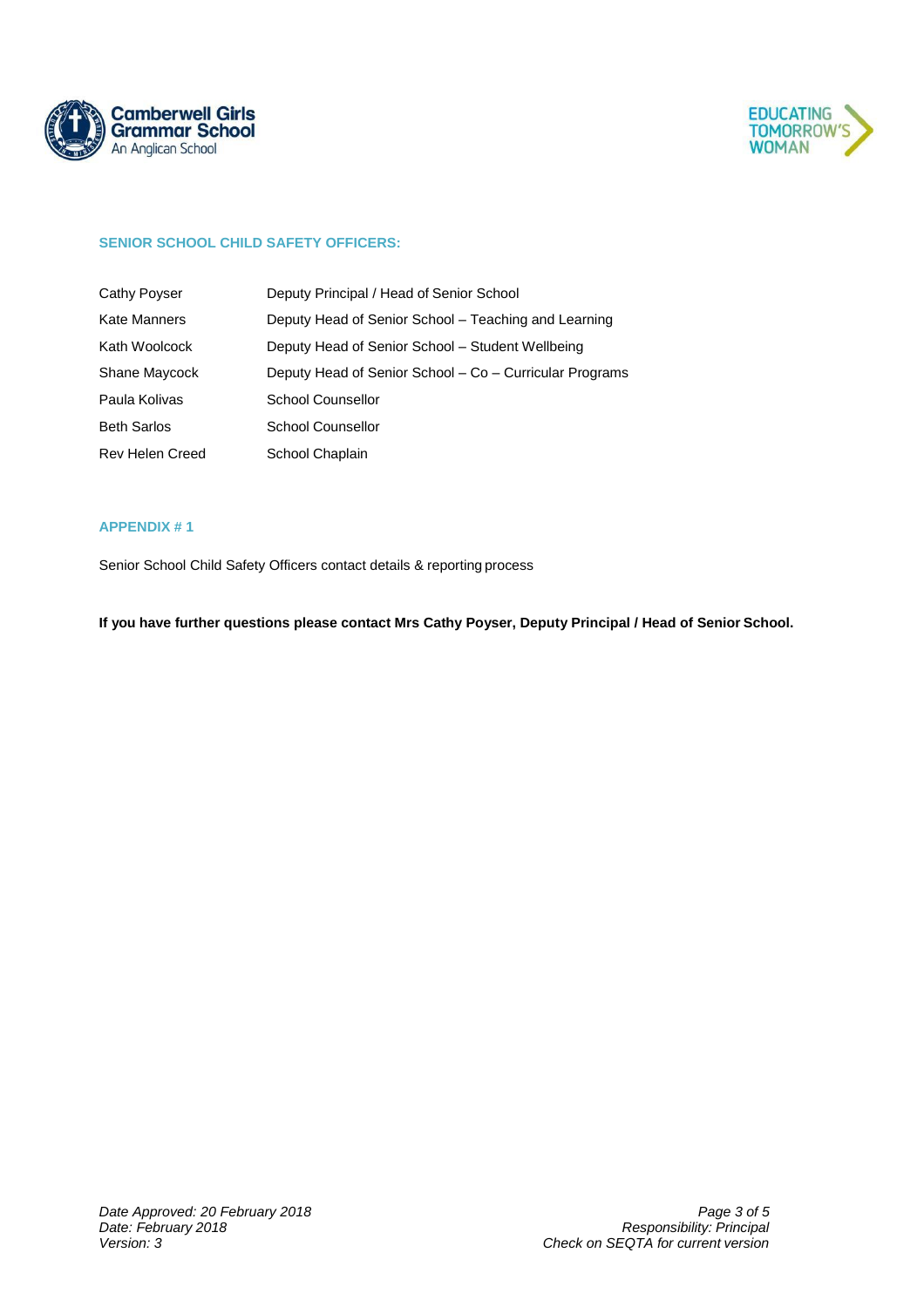### SENIOR SCHOOL CHILD SAFETY OFFICERS:

| | |
|---|---|
| Cathy Poyser | Deputy Principal / Head of Senior School |
| Kate Manners | Deputy Head of Senior School – Teaching and Learning |
| Kath Woolcock | Deputy Head of Senior School – Student Wellbeing |
| Shane Maycock | Deputy Head of Senior School – Co – Curricular Programs |
| Paula Kolivas | School Counsellor |
| Beth Sarlos | School Counsellor |
| Rev Helen Creed | School Chaplain |

### APPENDIX # 1

Senior School Child Safety Officers contact details & reporting process

**If you have further questions please contact Mrs Cathy Poyser, Deputy Principal / Head of Senior School.**

*Date Approved: 20 February 2018*
*Date: February 2018*
*Version: 3*

*Responsibility: Principal*
*Check on SEQTA for current version*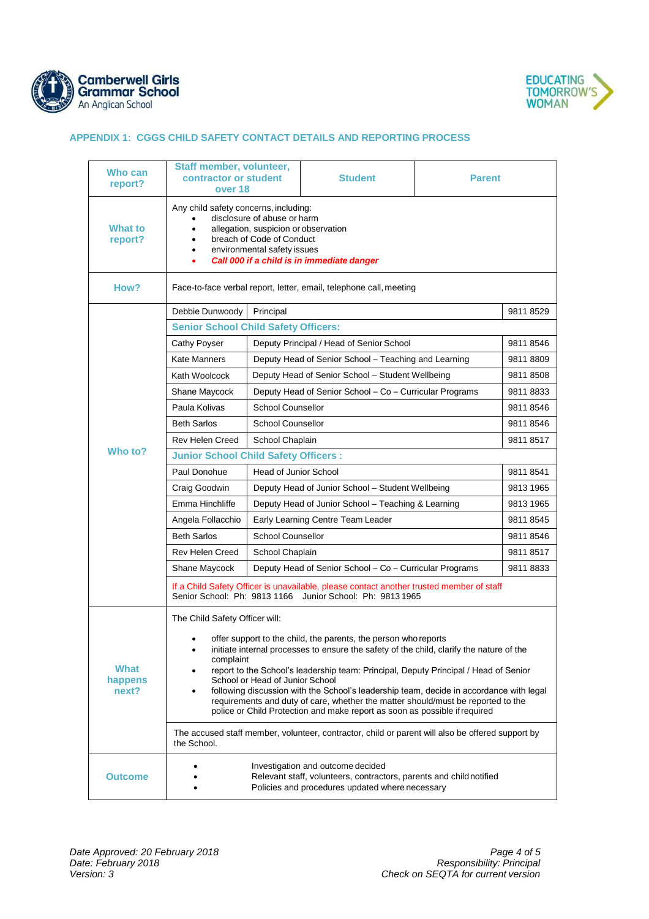## APPENDIX 1: CGGS CHILD SAFETY CONTACT DETAILS AND REPORTING PROCESS

| Who can report? | Staff member, volunteer, contractor or student over 18 | Student | Parent |
|---|---|---|---|
| What to report? | Any child safety concerns, including:<br>• disclosure of abuse or harm<br>• allegation, suspicion or observation<br>• breach of Code of Conduct<br>• environmental safety issues<br>• ***Call 000 if a child is in immediate danger*** | | |
| How? | Face-to-face verbal report, letter, email, telephone call, meeting | | |
| Who to? | Debbie Dunwoody | Principal | 9811 8529 |
| | **Senior School Child Safety Officers:** | | |
| | Cathy Poyser | Deputy Principal / Head of Senior School | 9811 8546 |
| | Kate Manners | Deputy Head of Senior School – Teaching and Learning | 9811 8809 |
| | Kath Woolcock | Deputy Head of Senior School – Student Wellbeing | 9811 8508 |
| | Shane Maycock | Deputy Head of Senior School – Co – Curricular Programs | 9811 8833 |
| | Paula Kolivas | School Counsellor | 9811 8546 |
| | Beth Sarlos | School Counsellor | 9811 8546 |
| | Rev Helen Creed | School Chaplain | 9811 8517 |
| | **Junior School Child Safety Officers :** | | |
| | Paul Donohue | Head of Junior School | 9811 8541 |
| | Craig Goodwin | Deputy Head of Junior School – Student Wellbeing | 9813 1965 |
| | Emma Hinchliffe | Deputy Head of Junior School – Teaching & Learning | 9813 1965 |
| | Angela Follacchio | Early Learning Centre Team Leader | 9811 8545 |
| | Beth Sarlos | School Counsellor | 9811 8546 |
| | Rev Helen Creed | School Chaplain | 9811 8517 |
| | Shane Maycock | Deputy Head of Senior School – Co – Curricular Programs | 9811 8833 |
| | If a Child Safety Officer is unavailable, please contact another trusted member of staff<br>Senior School: Ph: 9813 1166 Junior School: Ph: 9813 1965 | | |
| What happens next? | The Child Safety Officer will:<br>• offer support to the child, the parents, the person who reports<br>• initiate internal processes to ensure the safety of the child, clarify the nature of the complaint<br>• report to the School's leadership team: Principal, Deputy Principal / Head of Senior School or Head of Junior School<br>• following discussion with the School's leadership team, decide in accordance with legal requirements and duty of care, whether the matter should/must be reported to the police or Child Protection and make report as soon as possible if required | | |
| | The accused staff member, volunteer, contractor, child or parent will also be offered support by the School. | | |
| Outcome | • Investigation and outcome decided<br>• Relevant staff, volunteers, contractors, parents and child notified<br>• Policies and procedures updated where necessary | | |

*Date Approved: 20 February 2018*
*Date: February 2018*
*Version: 3*

*Responsibility: Principal*
*Check on SEQTA for current version*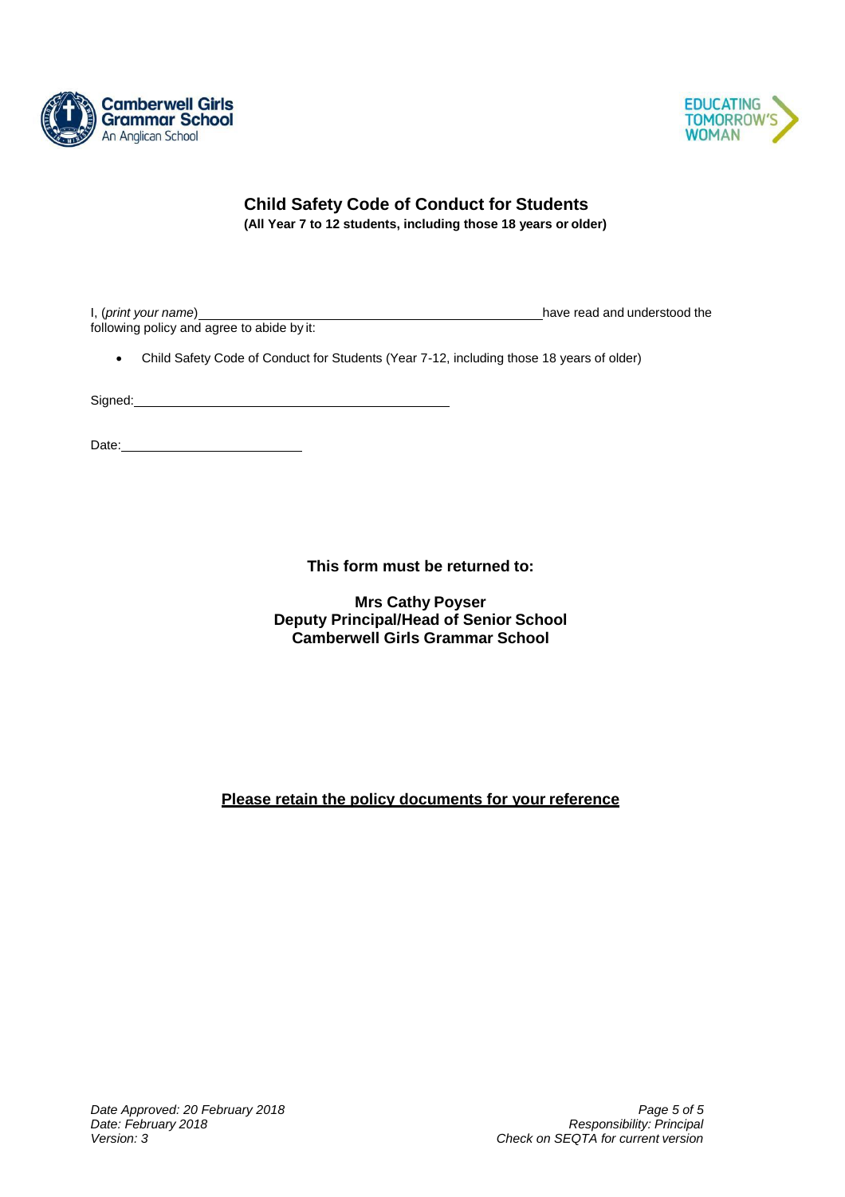# Child Safety Code of Conduct for Students

**(All Year 7 to 12 students, including those 18 years or older)**

I, (*print your name*)\_\_\_\_\_\_\_\_\_\_\_\_\_\_\_\_\_\_\_\_\_\_\_\_\_\_\_\_\_\_\_\_\_\_\_\_\_\_\_\_have read and understood the following policy and agree to abide by it:

- Child Safety Code of Conduct for Students (Year 7-12, including those 18 years of older)

Signed:\_\_\_\_\_\_\_\_\_\_\_\_\_\_\_\_\_\_\_\_\_\_\_\_\_\_\_\_\_\_\_\_\_\_\_\_\_\_\_\_

Date:\_\_\_\_\_\_\_\_\_\_\_\_\_\_\_\_\_\_\_\_\_\_\_\_

**This form must be returned to:**

**Mrs Cathy Poyser**
**Deputy Principal/Head of Senior School**
**Camberwell Girls Grammar School**

**<u>Please retain the policy documents for your reference</u>**

*Date Approved: 20 February 2018*
*Date: February 2018*
*Version: 3*

*Responsibility: Principal*
*Check on SEQTA for current version*